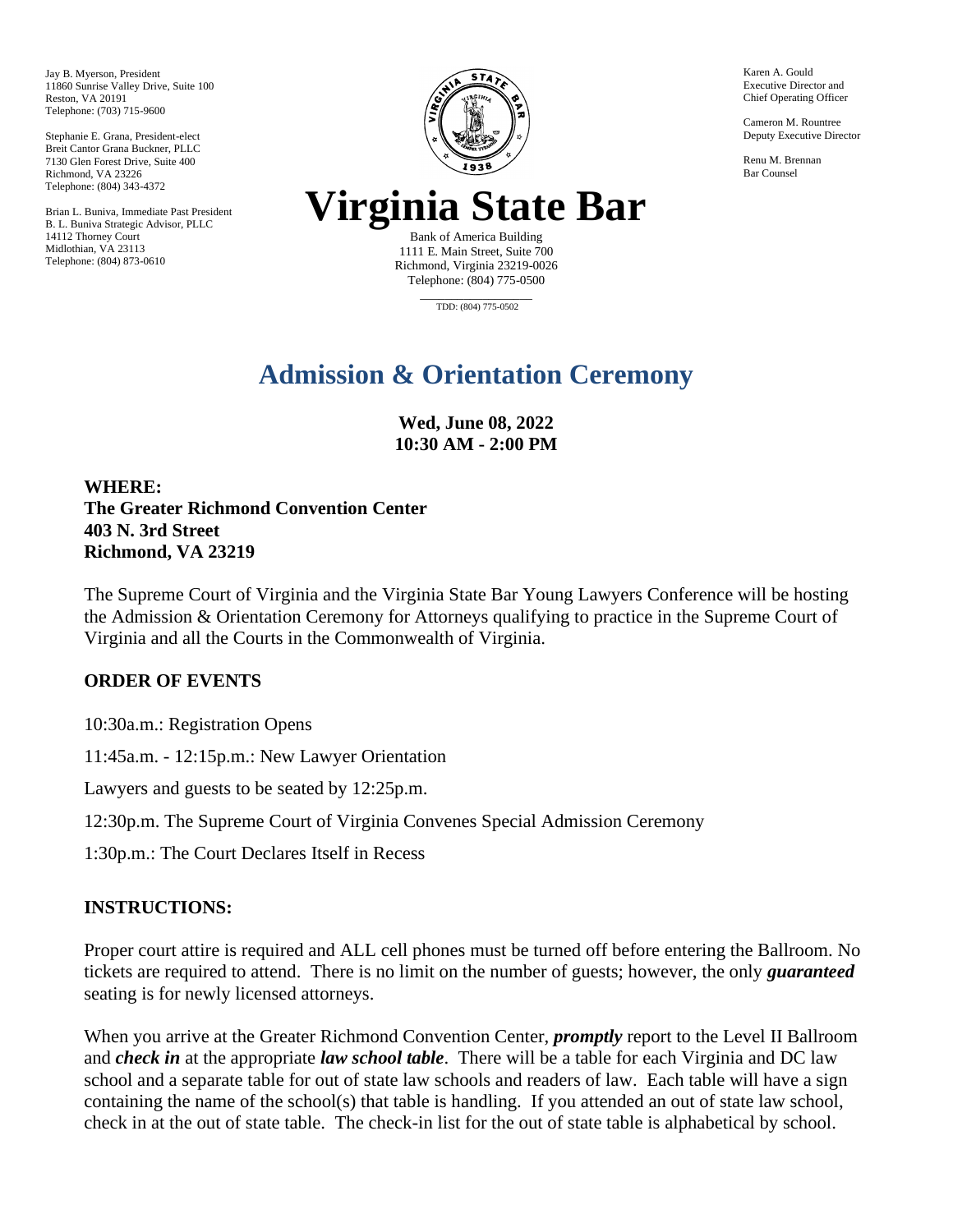Jay B. Myerson, President
11860 Sunrise Valley Drive, Suite 100
Reston, VA 20191
Telephone: (703) 715-9600

Stephanie E. Grana, President-elect
Breit Cantor Grana Buckner, PLLC
7130 Glen Forest Drive, Suite 400
Richmond, VA 23226
Telephone: (804) 343-4372

Brian L. Buniva, Immediate Past President
B. L. Buniva Strategic Advisor, PLLC
14112 Thorney Court
Midlothian, VA 23113
Telephone: (804) 873-0610

# Virginia State Bar

Bank of America Building
1111 E. Main Street, Suite 700
Richmond, Virginia 23219-0026
Telephone: (804) 775-0500

TDD: (804) 775-0502

Karen A. Gould
Executive Director and
Chief Operating Officer

Cameron M. Rountree
Deputy Executive Director

Renu M. Brennan
Bar Counsel

## Admission & Orientation Ceremony

**Wed, June 08, 2022**
**10:30 AM - 2:00 PM**

**WHERE:**
**The Greater Richmond Convention Center**
**403 N. 3rd Street**
**Richmond, VA 23219**

The Supreme Court of Virginia and the Virginia State Bar Young Lawyers Conference will be hosting the Admission & Orientation Ceremony for Attorneys qualifying to practice in the Supreme Court of Virginia and all the Courts in the Commonwealth of Virginia.

### ORDER OF EVENTS

10:30a.m.: Registration Opens

11:45a.m. - 12:15p.m.: New Lawyer Orientation

Lawyers and guests to be seated by 12:25p.m.

12:30p.m. The Supreme Court of Virginia Convenes Special Admission Ceremony

1:30p.m.: The Court Declares Itself in Recess

### INSTRUCTIONS:

Proper court attire is required and ALL cell phones must be turned off before entering the Ballroom. No tickets are required to attend. There is no limit on the number of guests; however, the only ***guaranteed*** seating is for newly licensed attorneys.

When you arrive at the Greater Richmond Convention Center, ***promptly*** report to the Level II Ballroom and ***check in*** at the appropriate ***law school table***. There will be a table for each Virginia and DC law school and a separate table for out of state law schools and readers of law. Each table will have a sign containing the name of the school(s) that table is handling. If you attended an out of state law school, check in at the out of state table. The check-in list for the out of state table is alphabetical by school.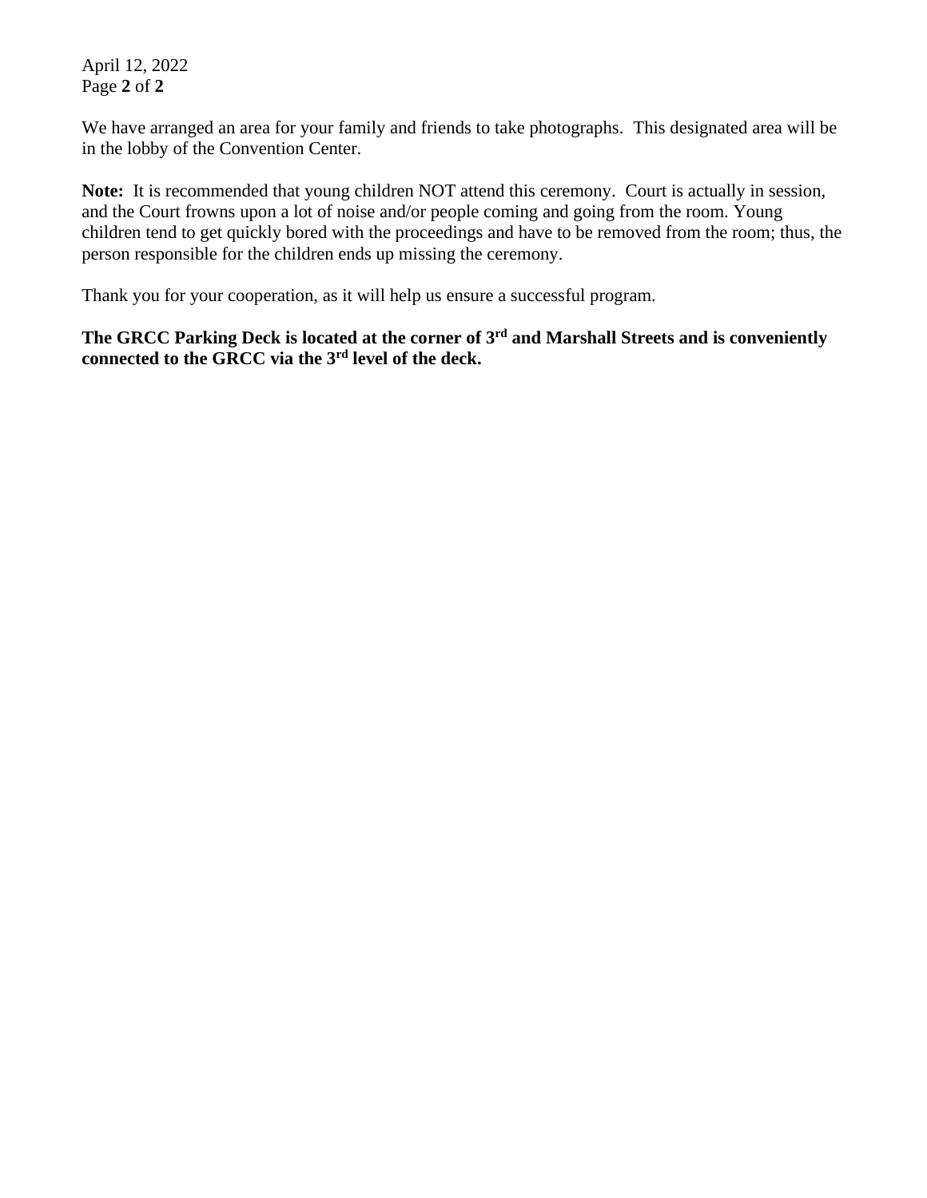We have arranged an area for your family and friends to take photographs. This designated area will be in the lobby of the Convention Center.

**Note:** It is recommended that young children NOT attend this ceremony. Court is actually in session, and the Court frowns upon a lot of noise and/or people coming and going from the room. Young children tend to get quickly bored with the proceedings and have to be removed from the room; thus, the person responsible for the children ends up missing the ceremony.

Thank you for your cooperation, as it will help us ensure a successful program.

**The GRCC Parking Deck is located at the corner of 3rd and Marshall Streets and is conveniently connected to the GRCC via the 3rd level of the deck.**